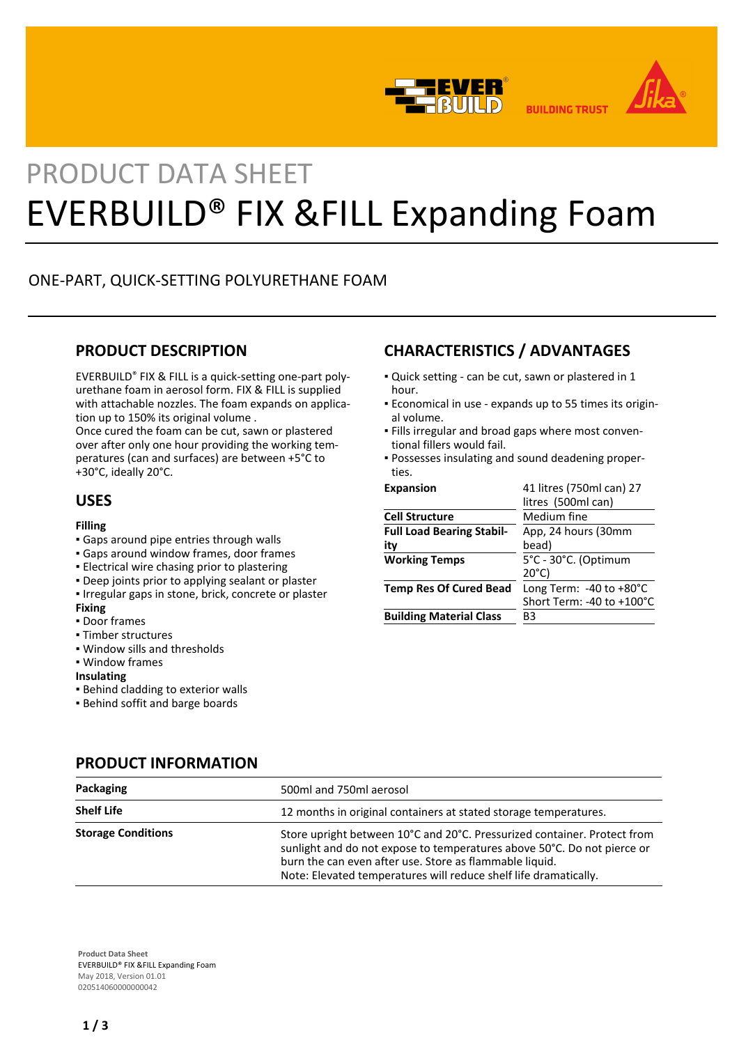PRODUCT DATA SHEET

# EVERBUILD® FIX &FILL Expanding Foam

ONE-PART, QUICK-SETTING POLYURETHANE FOAM

## PRODUCT DESCRIPTION

EVERBUILD® FIX & FILL is a quick-setting one-part polyurethane foam in aerosol form. FIX & FILL is supplied with attachable nozzles. The foam expands on application up to 150% its original volume .
Once cured the foam can be cut, sawn or plastered over after only one hour providing the working temperatures (can and surfaces) are between +5°C to +30°C, ideally 20°C.

## USES

**Filling**
- Gaps around pipe entries through walls
- Gaps around window frames, door frames
- Electrical wire chasing prior to plastering
- Deep joints prior to applying sealant or plaster
- Irregular gaps in stone, brick, concrete or plaster

**Fixing**
- Door frames
- Timber structures
- Window sills and thresholds
- Window frames

**Insulating**
- Behind cladding to exterior walls
- Behind soffit and barge boards

## CHARACTERISTICS / ADVANTAGES

- Quick setting - can be cut, sawn or plastered in 1 hour.
- Economical in use - expands up to 55 times its original volume.
- Fills irregular and broad gaps where most conventional fillers would fail.
- Possesses insulating and sound deadening properties.

| | |
|---|---|
| **Expansion** | 41 litres (750ml can) 27 litres (500ml can) |
| **Cell Structure** | Medium fine |
| **Full Load Bearing Stability** | App, 24 hours (30mm bead) |
| **Working Temps** | 5°C - 30°C. (Optimum 20°C) |
| **Temp Res Of Cured Bead** | Long Term: -40 to +80°C Short Term: -40 to +100°C |
| **Building Material Class** | B3 |

## PRODUCT INFORMATION

| | |
|---|---|
| **Packaging** | 500ml and 750ml aerosol |
| **Shelf Life** | 12 months in original containers at stated storage temperatures. |
| **Storage Conditions** | Store upright between 10°C and 20°C. Pressurized container. Protect from sunlight and do not expose to temperatures above 50°C. Do not pierce or burn the can even after use. Store as flammable liquid.<br>Note: Elevated temperatures will reduce shelf life dramatically. |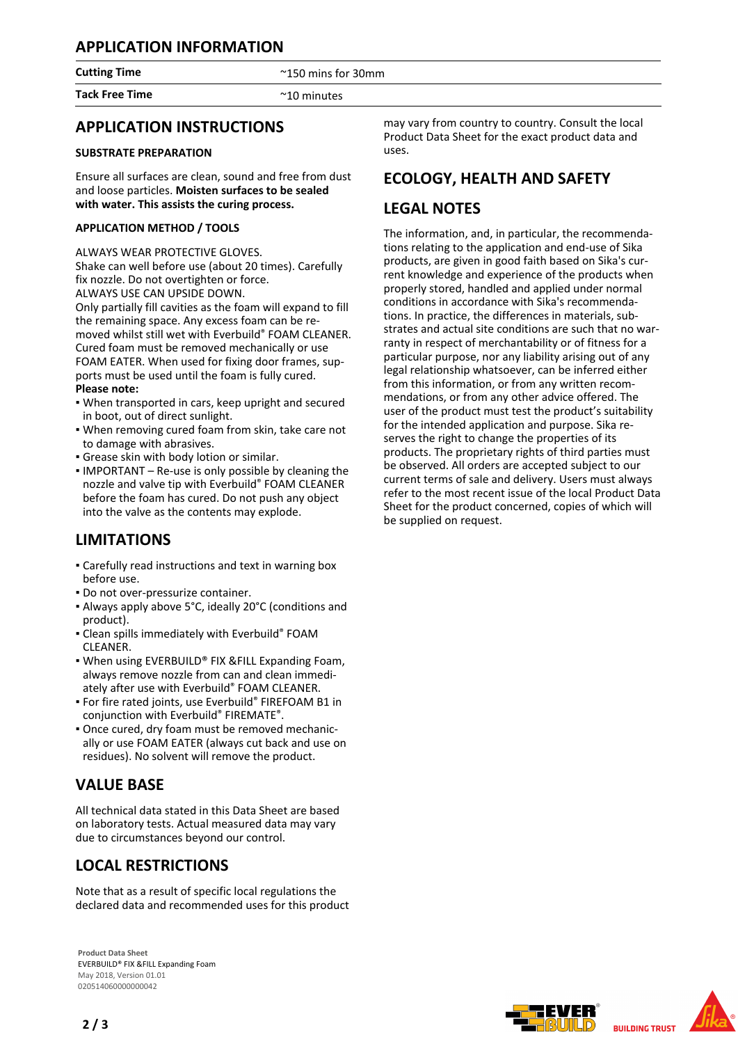## APPLICATION INFORMATION

| | |
|---|---|
| **Cutting Time** | ~150 mins for 30mm |
| **Tack Free Time** | ~10 minutes |

## APPLICATION INSTRUCTIONS

### SUBSTRATE PREPARATION

Ensure all surfaces are clean, sound and free from dust and loose particles. **Moisten surfaces to be sealed with water. This assists the curing process.**

### APPLICATION METHOD / TOOLS

ALWAYS WEAR PROTECTIVE GLOVES.
Shake can well before use (about 20 times). Carefully fix nozzle. Do not overtighten or force.
ALWAYS USE CAN UPSIDE DOWN.
Only partially fill cavities as the foam will expand to fill the remaining space. Any excess foam can be removed whilst still wet with Everbuild® FOAM CLEANER. Cured foam must be removed mechanically or use FOAM EATER. When used for fixing door frames, supports must be used until the foam is fully cured.
**Please note:**

- When transported in cars, keep upright and secured in boot, out of direct sunlight.
- When removing cured foam from skin, take care not to damage with abrasives.
- Grease skin with body lotion or similar.
- IMPORTANT – Re-use is only possible by cleaning the nozzle and valve tip with Everbuild® FOAM CLEANER before the foam has cured. Do not push any object into the valve as the contents may explode.

## LIMITATIONS

- Carefully read instructions and text in warning box before use.
- Do not over-pressurize container.
- Always apply above 5°C, ideally 20°C (conditions and product).
- Clean spills immediately with Everbuild® FOAM CLEANER.
- When using EVERBUILD® FIX &FILL Expanding Foam, always remove nozzle from can and clean immediately after use with Everbuild® FOAM CLEANER.
- For fire rated joints, use Everbuild® FIREFOAM B1 in conjunction with Everbuild® FIREMATE®.
- Once cured, dry foam must be removed mechanically or use FOAM EATER (always cut back and use on residues). No solvent will remove the product.

## VALUE BASE

All technical data stated in this Data Sheet are based on laboratory tests. Actual measured data may vary due to circumstances beyond our control.

## LOCAL RESTRICTIONS

Note that as a result of specific local regulations the declared data and recommended uses for this product may vary from country to country. Consult the local Product Data Sheet for the exact product data and uses.

## ECOLOGY, HEALTH AND SAFETY

## LEGAL NOTES

The information, and, in particular, the recommendations relating to the application and end-use of Sika products, are given in good faith based on Sika's current knowledge and experience of the products when properly stored, handled and applied under normal conditions in accordance with Sika's recommendations. In practice, the differences in materials, substrates and actual site conditions are such that no warranty in respect of merchantability or of fitness for a particular purpose, nor any liability arising out of any legal relationship whatsoever, can be inferred either from this information, or from any written recommendations, or from any other advice offered. The user of the product must test the product's suitability for the intended application and purpose. Sika reserves the right to change the properties of its products. The proprietary rights of third parties must be observed. All orders are accepted subject to our current terms of sale and delivery. Users must always refer to the most recent issue of the local Product Data Sheet for the product concerned, copies of which will be supplied on request.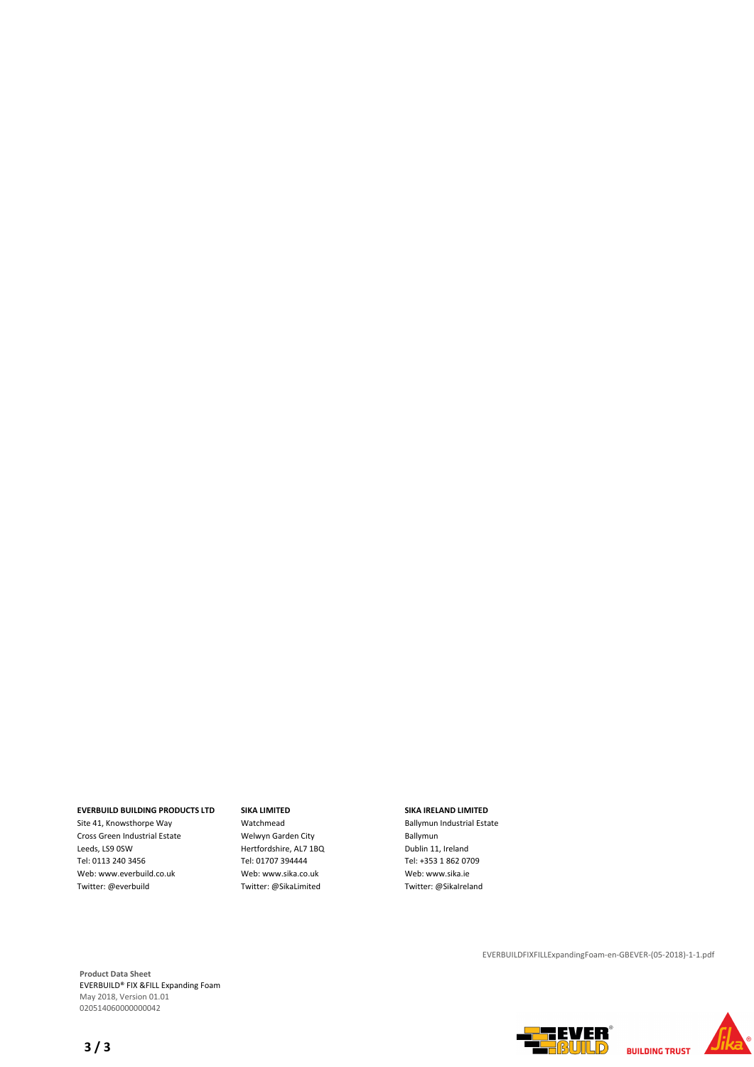**EVERBUILD BUILDING PRODUCTS LTD**
Site 41, Knowsthorpe Way
Cross Green Industrial Estate
Leeds, LS9 0SW
Tel: 0113 240 3456
Web: www.everbuild.co.uk
Twitter: @everbuild

**SIKA LIMITED**
Watchmead
Welwyn Garden City
Hertfordshire, AL7 1BQ
Tel: 01707 394444
Web: www.sika.co.uk
Twitter: @SikaLimited

**SIKA IRELAND LIMITED**
Ballymun Industrial Estate
Ballymun
Dublin 11, Ireland
Tel: +353 1 862 0709
Web: www.sika.ie
Twitter: @SikaIreland

EVERBUILDFIXFILLExpandingFoam-en-GBEVER-(05-2018)-1-1.pdf

**Product Data Sheet**
EVERBUILD® FIX &FILL Expanding Foam
May 2018, Version 01.01
020514060000000042